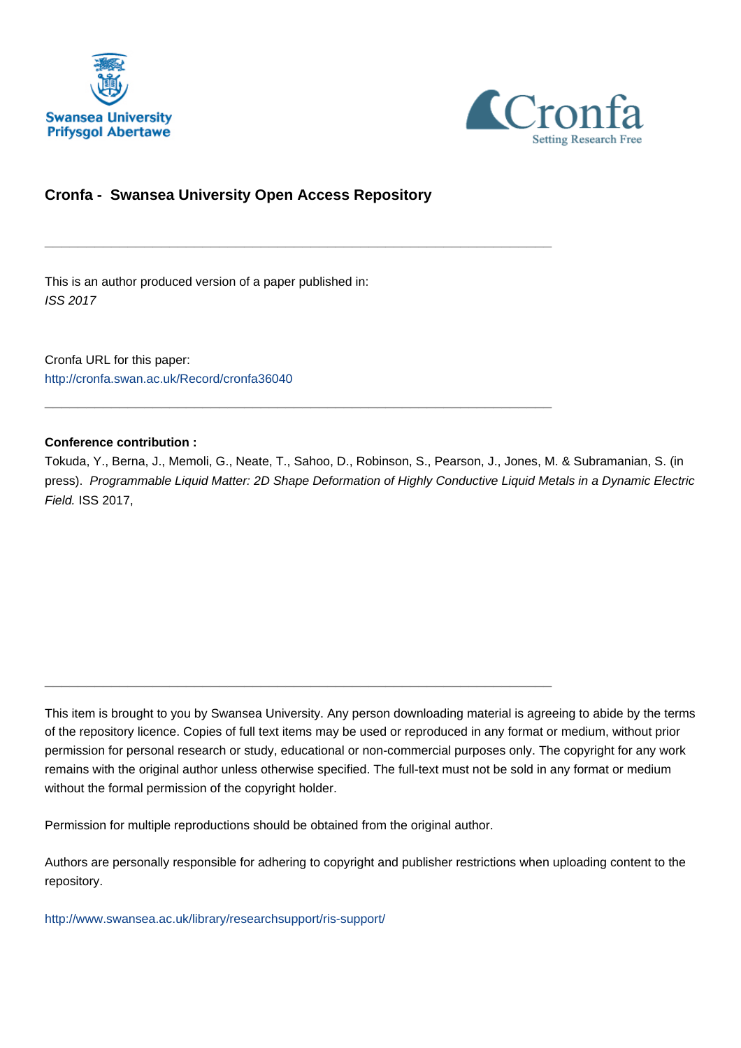Swansea University
Prifysgol Abertawe

Cronfa
Setting Research Free

## Cronfa - Swansea University Open Access Repository

---

This is an author produced version of a paper published in:
*ISS 2017*

Cronfa URL for this paper:
http://cronfa.swan.ac.uk/Record/cronfa36040

---

**Conference contribution :**
Tokuda, Y., Berna, J., Memoli, G., Neate, T., Sahoo, D., Robinson, S., Pearson, J., Jones, M. & Subramanian, S. (in press). *Programmable Liquid Matter: 2D Shape Deformation of Highly Conductive Liquid Metals in a Dynamic Electric Field.* ISS 2017,

---

This item is brought to you by Swansea University. Any person downloading material is agreeing to abide by the terms of the repository licence. Copies of full text items may be used or reproduced in any format or medium, without prior permission for personal research or study, educational or non-commercial purposes only. The copyright for any work remains with the original author unless otherwise specified. The full-text must not be sold in any format or medium without the formal permission of the copyright holder.

Permission for multiple reproductions should be obtained from the original author.

Authors are personally responsible for adhering to copyright and publisher restrictions when uploading content to the repository.

http://www.swansea.ac.uk/library/researchsupport/ris-support/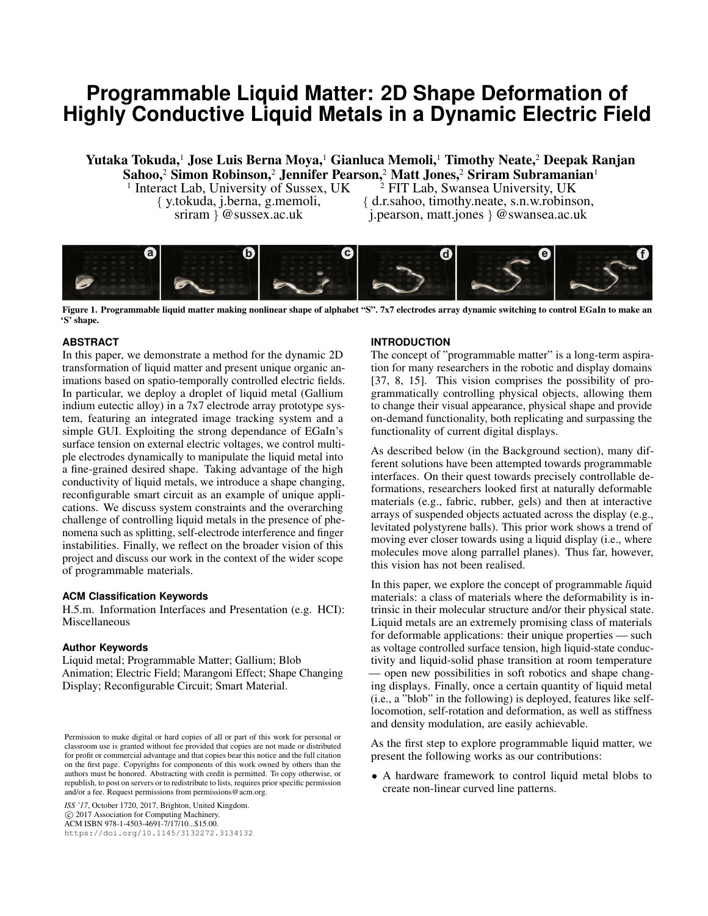# Programmable Liquid Matter: 2D Shape Deformation of Highly Conductive Liquid Metals in a Dynamic Electric Field

**Yutaka Tokuda,[1] Jose Luis Berna Moya,[1] Gianluca Memoli,[1] Timothy Neate,[2] Deepak Ranjan Sahoo,[2] Simon Robinson,[2] Jennifer Pearson,[2] Matt Jones,[2] Sriram Subramanian[1]**

[1] Interact Lab, University of Sussex, UK
{ y.tokuda, j.berna, g.memoli, sriram } @sussex.ac.uk

[2] FIT Lab, Swansea University, UK
{ d.r.sahoo, timothy.neate, s.n.w.robinson, j.pearson, matt.jones } @swansea.ac.uk

**Figure 1. Programmable liquid matter making nonlinear shape of alphabet "S". 7x7 electrodes array dynamic switching to control EGaIn to make an 'S' shape.**

## ABSTRACT

In this paper, we demonstrate a method for the dynamic 2D transformation of liquid matter and present unique organic animations based on spatio-temporally controlled electric fields. In particular, we deploy a droplet of liquid metal (Gallium indium eutectic alloy) in a 7x7 electrode array prototype system, featuring an integrated image tracking system and a simple GUI. Exploiting the strong dependance of EGaIn's surface tension on external electric voltages, we control multiple electrodes dynamically to manipulate the liquid metal into a fine-grained desired shape. Taking advantage of the high conductivity of liquid metals, we introduce a shape changing, reconfigurable smart circuit as an example of unique applications. We discuss system constraints and the overarching challenge of controlling liquid metals in the presence of phenomena such as splitting, self-electrode interference and finger instabilities. Finally, we reflect on the broader vision of this project and discuss our work in the context of the wider scope of programmable materials.

### ACM Classification Keywords

H.5.m. Information Interfaces and Presentation (e.g. HCI): Miscellaneous

### Author Keywords

Liquid metal; Programmable Matter; Gallium; Blob Animation; Electric Field; Marangoni Effect; Shape Changing Display; Reconfigurable Circuit; Smart Material.

Permission to make digital or hard copies of all or part of this work for personal or classroom use is granted without fee provided that copies are not made or distributed for profit or commercial advantage and that copies bear this notice and the full citation on the first page. Copyrights for components of this work owned by others than the authors must be honored. Abstracting with credit is permitted. To copy otherwise, or republish, to post on servers or to redistribute to lists, requires prior specific permission and/or a fee. Request permissions from permissions@acm.org.

*ISS '17*, October 1720, 2017, Brighton, United Kingdom.
© 2017 Association for Computing Machinery.
ACM ISBN 978-1-4503-4691-7/17/10...$15.00.
https://doi.org/10.1145/3132272.3134132

## INTRODUCTION

The concept of "programmable matter" is a long-term aspiration for many researchers in the robotic and display domains [37, 8, 15]. This vision comprises the possibility of programmatically controlling physical objects, allowing them to change their visual appearance, physical shape and provide on-demand functionality, both replicating and surpassing the functionality of current digital displays.

As described below (in the Background section), many different solutions have been attempted towards programmable interfaces. On their quest towards precisely controllable deformations, researchers looked first at naturally deformable materials (e.g., fabric, rubber, gels) and then at interactive arrays of suspended objects actuated across the display (e.g., levitated polystyrene balls). This prior work shows a trend of moving ever closer towards using a liquid display (i.e., where molecules move along parrallel planes). Thus far, however, this vision has not been realised.

In this paper, we explore the concept of programmable *l*iquid materials: a class of materials where the deformability is intrinsic in their molecular structure and/or their physical state. Liquid metals are an extremely promising class of materials for deformable applications: their unique properties — such as voltage controlled surface tension, high liquid-state conductivity and liquid-solid phase transition at room temperature — open new possibilities in soft robotics and shape changing displays. Finally, once a certain quantity of liquid metal (i.e., a "blob" in the following) is deployed, features like self-locomotion, self-rotation and deformation, as well as stiffness and density modulation, are easily achievable.

As the first step to explore programmable liquid matter, we present the following works as our contributions:

- A hardware framework to control liquid metal blobs to create non-linear curved line patterns.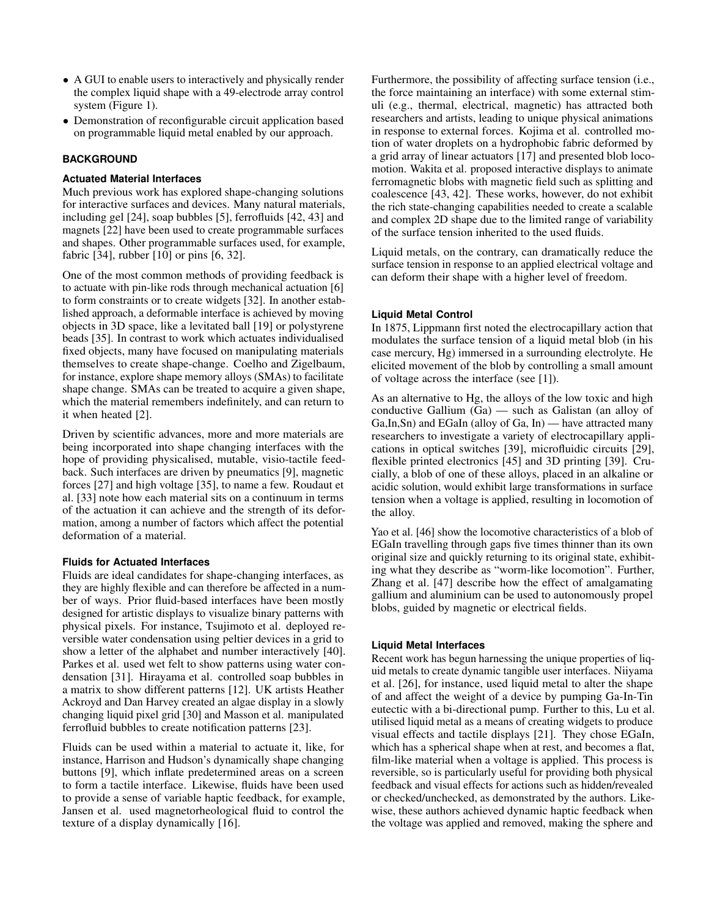- A GUI to enable users to interactively and physically render the complex liquid shape with a 49-electrode array control system (Figure 1).
- Demonstration of reconfigurable circuit application based on programmable liquid metal enabled by our approach.

## BACKGROUND

### Actuated Material Interfaces

Much previous work has explored shape-changing solutions for interactive surfaces and devices. Many natural materials, including gel [24], soap bubbles [5], ferrofluids [42, 43] and magnets [22] have been used to create programmable surfaces and shapes. Other programmable surfaces used, for example, fabric [34], rubber [10] or pins [6, 32].

One of the most common methods of providing feedback is to actuate with pin-like rods through mechanical actuation [6] to form constraints or to create widgets [32]. In another established approach, a deformable interface is achieved by moving objects in 3D space, like a levitated ball [19] or polystyrene beads [35]. In contrast to work which actuates individualised fixed objects, many have focused on manipulating materials themselves to create shape-change. Coelho and Zigelbaum, for instance, explore shape memory alloys (SMAs) to facilitate shape change. SMAs can be treated to acquire a given shape, which the material remembers indefinitely, and can return to it when heated [2].

Driven by scientific advances, more and more materials are being incorporated into shape changing interfaces with the hope of providing physicalised, mutable, visio-tactile feedback. Such interfaces are driven by pneumatics [9], magnetic forces [27] and high voltage [35], to name a few. Roudaut et al. [33] note how each material sits on a continuum in terms of the actuation it can achieve and the strength of its deformation, among a number of factors which affect the potential deformation of a material.

### Fluids for Actuated Interfaces

Fluids are ideal candidates for shape-changing interfaces, as they are highly flexible and can therefore be affected in a number of ways. Prior fluid-based interfaces have been mostly designed for artistic displays to visualize binary patterns with physical pixels. For instance, Tsujimoto et al. deployed reversible water condensation using peltier devices in a grid to show a letter of the alphabet and number interactively [40]. Parkes et al. used wet felt to show patterns using water condensation [31]. Hirayama et al. controlled soap bubbles in a matrix to show different patterns [12]. UK artists Heather Ackroyd and Dan Harvey created an algae display in a slowly changing liquid pixel grid [30] and Masson et al. manipulated ferrofluid bubbles to create notification patterns [23].

Fluids can be used within a material to actuate it, like, for instance, Harrison and Hudson's dynamically shape changing buttons [9], which inflate predetermined areas on a screen to form a tactile interface. Likewise, fluids have been used to provide a sense of variable haptic feedback, for example, Jansen et al. used magnetorheological fluid to control the texture of a display dynamically [16].

Furthermore, the possibility of affecting surface tension (i.e., the force maintaining an interface) with some external stimuli (e.g., thermal, electrical, magnetic) has attracted both researchers and artists, leading to unique physical animations in response to external forces. Kojima et al. controlled motion of water droplets on a hydrophobic fabric deformed by a grid array of linear actuators [17] and presented blob locomotion. Wakita et al. proposed interactive displays to animate ferromagnetic blobs with magnetic field such as splitting and coalescence [43, 42]. These works, however, do not exhibit the rich state-changing capabilities needed to create a scalable and complex 2D shape due to the limited range of variability of the surface tension inherited to the used fluids.

Liquid metals, on the contrary, can dramatically reduce the surface tension in response to an applied electrical voltage and can deform their shape with a higher level of freedom.

### Liquid Metal Control

In 1875, Lippmann first noted the electrocapillary action that modulates the surface tension of a liquid metal blob (in his case mercury, Hg) immersed in a surrounding electrolyte. He elicited movement of the blob by controlling a small amount of voltage across the interface (see [1]).

As an alternative to Hg, the alloys of the low toxic and high conductive Gallium (Ga) — such as Galistan (an alloy of Ga,In,Sn) and EGaIn (alloy of Ga, In) — have attracted many researchers to investigate a variety of electrocapillary applications in optical switches [39], microfluidic circuits [29], flexible printed electronics [45] and 3D printing [39]. Crucially, a blob of one of these alloys, placed in an alkaline or acidic solution, would exhibit large transformations in surface tension when a voltage is applied, resulting in locomotion of the alloy.

Yao et al. [46] show the locomotive characteristics of a blob of EGaIn travelling through gaps five times thinner than its own original size and quickly returning to its original state, exhibiting what they describe as "worm-like locomotion". Further, Zhang et al. [47] describe how the effect of amalgamating gallium and aluminium can be used to autonomously propel blobs, guided by magnetic or electrical fields.

### Liquid Metal Interfaces

Recent work has begun harnessing the unique properties of liquid metals to create dynamic tangible user interfaces. Niiyama et al. [26], for instance, used liquid metal to alter the shape of and affect the weight of a device by pumping Ga-In-Tin eutectic with a bi-directional pump. Further to this, Lu et al. utilised liquid metal as a means of creating widgets to produce visual effects and tactile displays [21]. They chose EGaIn, which has a spherical shape when at rest, and becomes a flat, film-like material when a voltage is applied. This process is reversible, so is particularly useful for providing both physical feedback and visual effects for actions such as hidden/revealed or checked/unchecked, as demonstrated by the authors. Likewise, these authors achieved dynamic haptic feedback when the voltage was applied and removed, making the sphere and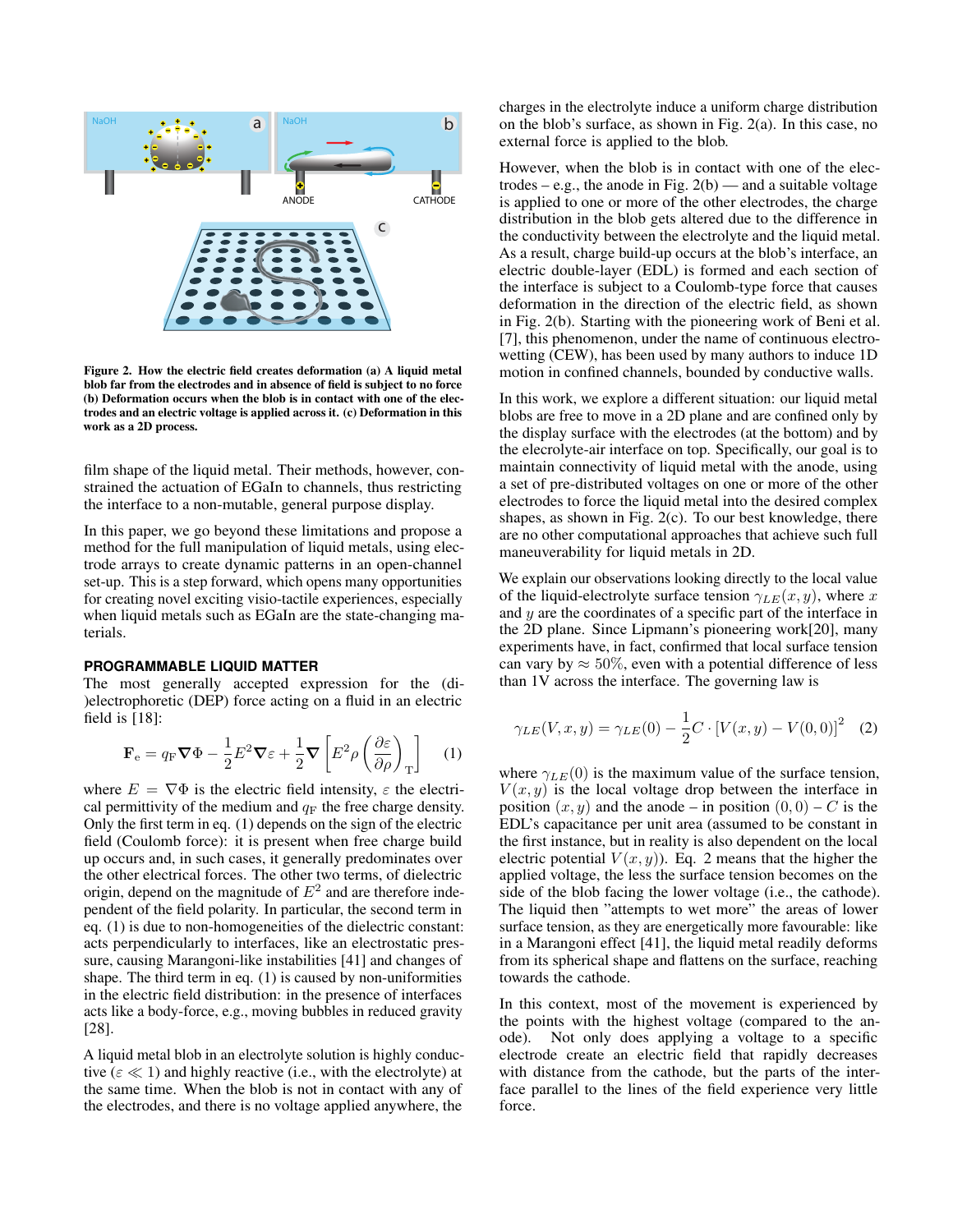Figure 2. How the electric field creates deformation (a) A liquid metal blob far from the electrodes and in absence of field is subject to no force (b) Deformation occurs when the blob is in contact with one of the electrodes and an electric voltage is applied across it. (c) Deformation in this work as a 2D process.

film shape of the liquid metal. Their methods, however, constrained the actuation of EGaIn to channels, thus restricting the interface to a non-mutable, general purpose display.

In this paper, we go beyond these limitations and propose a method for the full manipulation of liquid metals, using electrode arrays to create dynamic patterns in an open-channel set-up. This is a step forward, which opens many opportunities for creating novel exciting visio-tactile experiences, especially when liquid metals such as EGaIn are the state-changing materials.

### PROGRAMMABLE LIQUID MATTER

The most generally accepted expression for the (di-)electrophoretic (DEP) force acting on a fluid in an electric field is [18]:

$$\mathbf{F}_{\mathrm{e}} = q_{\mathrm{F}} \boldsymbol{\nabla} \Phi - \frac{1}{2} E^2 \boldsymbol{\nabla} \varepsilon + \frac{1}{2} \boldsymbol{\nabla} \left[ E^2 \rho \left( \frac{\partial \varepsilon}{\partial \rho} \right)_{\mathrm{T}} \right] \qquad (1)$$

where $E = \nabla \Phi$ is the electric field intensity, $\varepsilon$ the electrical permittivity of the medium and $q_{\mathrm{F}}$ the free charge density. Only the first term in eq. (1) depends on the sign of the electric field (Coulomb force): it is present when free charge build up occurs and, in such cases, it generally predominates over the other electrical forces. The other two terms, of dielectric origin, depend on the magnitude of $E^2$ and are therefore independent of the field polarity. In particular, the second term in eq. (1) is due to non-homogeneities of the dielectric constant: acts perpendicularly to interfaces, like an electrostatic pressure, causing Marangoni-like instabilities [41] and changes of shape. The third term in eq. (1) is caused by non-uniformities in the electric field distribution: in the presence of interfaces acts like a body-force, e.g., moving bubbles in reduced gravity [28].

A liquid metal blob in an electrolyte solution is highly conductive ($\varepsilon \ll 1$) and highly reactive (i.e., with the electrolyte) at the same time. When the blob is not in contact with any of the electrodes, and there is no voltage applied anywhere, the charges in the electrolyte induce a uniform charge distribution on the blob's surface, as shown in Fig. 2(a). In this case, no external force is applied to the blob.

However, when the blob is in contact with one of the electrodes – e.g., the anode in Fig. 2(b) — and a suitable voltage is applied to one or more of the other electrodes, the charge distribution in the blob gets altered due to the difference in the conductivity between the electrolyte and the liquid metal. As a result, charge build-up occurs at the blob's interface, an electric double-layer (EDL) is formed and each section of the interface is subject to a Coulomb-type force that causes deformation in the direction of the electric field, as shown in Fig. 2(b). Starting with the pioneering work of Beni et al. [7], this phenomenon, under the name of continuous electrowetting (CEW), has been used by many authors to induce 1D motion in confined channels, bounded by conductive walls.

In this work, we explore a different situation: our liquid metal blobs are free to move in a 2D plane and are confined only by the display surface with the electrodes (at the bottom) and by the elecrolyte-air interface on top. Specifically, our goal is to maintain connectivity of liquid metal with the anode, using a set of pre-distributed voltages on one or more of the other electrodes to force the liquid metal into the desired complex shapes, as shown in Fig. 2(c). To our best knowledge, there are no other computational approaches that achieve such full maneuverability for liquid metals in 2D.

We explain our observations looking directly to the local value of the liquid-electrolyte surface tension $\gamma_{LE}(x, y)$, where $x$ and $y$ are the coordinates of a specific part of the interface in the 2D plane. Since Lipmann's pioneering work[20], many experiments have, in fact, confirmed that local surface tension can vary by $\approx 50\%$, even with a potential difference of less than 1V across the interface. The governing law is

$$\gamma_{LE}(V, x, y) = \gamma_{LE}(0) - \frac{1}{2} C \cdot [V(x, y) - V(0, 0)]^2 \quad (2)$$

where $\gamma_{LE}(0)$ is the maximum value of the surface tension, $V(x, y)$ is the local voltage drop between the interface in position $(x, y)$ and the anode – in position $(0, 0)$ – $C$ is the EDL's capacitance per unit area (assumed to be constant in the first instance, but in reality is also dependent on the local electric potential $V(x, y)$). Eq. 2 means that the higher the applied voltage, the less the surface tension becomes on the side of the blob facing the lower voltage (i.e., the cathode). The liquid then "attempts to wet more" the areas of lower surface tension, as they are energetically more favourable: like in a Marangoni effect [41], the liquid metal readily deforms from its spherical shape and flattens on the surface, reaching towards the cathode.

In this context, most of the movement is experienced by the points with the highest voltage (compared to the anode). Not only does applying a voltage to a specific electrode create an electric field that rapidly decreases with distance from the cathode, but the parts of the interface parallel to the lines of the field experience very little force.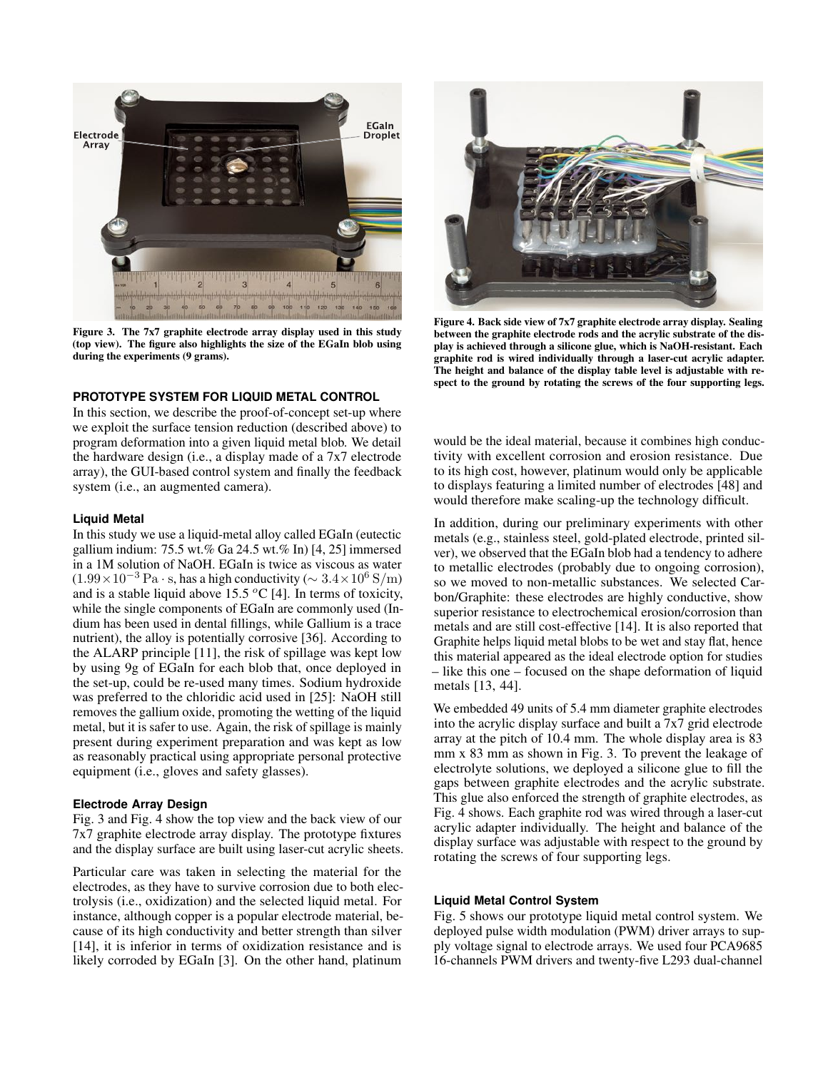Figure 3. The 7x7 graphite electrode array display used in this study (top view). The figure also highlights the size of the EGaIn blob using during the experiments (9 grams).

Figure 4. Back side view of 7x7 graphite electrode array display. Sealing between the graphite electrode rods and the acrylic substrate of the display is achieved through a silicone glue, which is NaOH-resistant. Each graphite rod is wired individually through a laser-cut acrylic adapter. The height and balance of the display table level is adjustable with respect to the ground by rotating the screws of the four supporting legs.

## PROTOTYPE SYSTEM FOR LIQUID METAL CONTROL

In this section, we describe the proof-of-concept set-up where we exploit the surface tension reduction (described above) to program deformation into a given liquid metal blob. We detail the hardware design (i.e., a display made of a 7x7 electrode array), the GUI-based control system and finally the feedback system (i.e., an augmented camera).

### Liquid Metal

In this study we use a liquid-metal alloy called EGaIn (eutectic gallium indium: 75.5 wt.% Ga 24.5 wt.% In) [4, 25] immersed in a 1M solution of NaOH. EGaIn is twice as viscous as water ($1.99 \times 10^{-3}\,\mathrm{Pa \cdot s}$, has a high conductivity ($\sim 3.4 \times 10^{6}\,\mathrm{S/m}$) and is a stable liquid above 15.5 $^{o}$C [4]. In terms of toxicity, while the single components of EGaIn are commonly used (Indium has been used in dental fillings, while Gallium is a trace nutrient), the alloy is potentially corrosive [36]. According to the ALARP principle [11], the risk of spillage was kept low by using 9g of EGaIn for each blob that, once deployed in the set-up, could be re-used many times. Sodium hydroxide was preferred to the chloridic acid used in [25]: NaOH still removes the gallium oxide, promoting the wetting of the liquid metal, but it is safer to use. Again, the risk of spillage is mainly present during experiment preparation and was kept as low as reasonably practical using appropriate personal protective equipment (i.e., gloves and safety glasses).

### Electrode Array Design

Fig. 3 and Fig. 4 show the top view and the back view of our 7x7 graphite electrode array display. The prototype fixtures and the display surface are built using laser-cut acrylic sheets.

Particular care was taken in selecting the material for the electrodes, as they have to survive corrosion due to both electrolysis (i.e., oxidization) and the selected liquid metal. For instance, although copper is a popular electrode material, because of its high conductivity and better strength than silver [14], it is inferior in terms of oxidization resistance and is likely corroded by EGaIn [3]. On the other hand, platinum would be the ideal material, because it combines high conductivity with excellent corrosion and erosion resistance. Due to its high cost, however, platinum would only be applicable to displays featuring a limited number of electrodes [48] and would therefore make scaling-up the technology difficult.

In addition, during our preliminary experiments with other metals (e.g., stainless steel, gold-plated electrode, printed silver), we observed that the EGaIn blob had a tendency to adhere to metallic electrodes (probably due to ongoing corrosion), so we moved to non-metallic substances. We selected Carbon/Graphite: these electrodes are highly conductive, show superior resistance to electrochemical erosion/corrosion than metals and are still cost-effective [14]. It is also reported that Graphite helps liquid metal blobs to be wet and stay flat, hence this material appeared as the ideal electrode option for studies – like this one – focused on the shape deformation of liquid metals [13, 44].

We embedded 49 units of 5.4 mm diameter graphite electrodes into the acrylic display surface and built a 7x7 grid electrode array at the pitch of 10.4 mm. The whole display area is 83 mm x 83 mm as shown in Fig. 3. To prevent the leakage of electrolyte solutions, we deployed a silicone glue to fill the gaps between graphite electrodes and the acrylic substrate. This glue also enforced the strength of graphite electrodes, as Fig. 4 shows. Each graphite rod was wired through a laser-cut acrylic adapter individually. The height and balance of the display surface was adjustable with respect to the ground by rotating the screws of four supporting legs.

### Liquid Metal Control System

Fig. 5 shows our prototype liquid metal control system. We deployed pulse width modulation (PWM) driver arrays to supply voltage signal to electrode arrays. We used four PCA9685 16-channels PWM drivers and twenty-five L293 dual-channel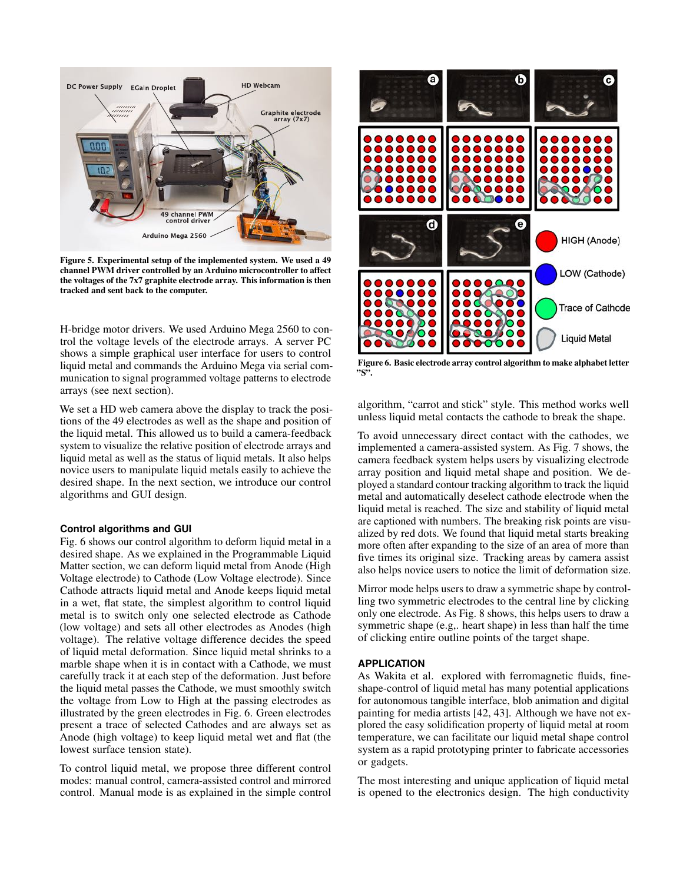Figure 5. Experimental setup of the implemented system. We used a 49 channel PWM driver controlled by an Arduino microcontroller to affect the voltages of the 7x7 graphite electrode array. This information is then tracked and sent back to the computer.

H-bridge motor drivers. We used Arduino Mega 2560 to control the voltage levels of the electrode arrays. A server PC shows a simple graphical user interface for users to control liquid metal and commands the Arduino Mega via serial communication to signal programmed voltage patterns to electrode arrays (see next section).

We set a HD web camera above the display to track the positions of the 49 electrodes as well as the shape and position of the liquid metal. This allowed us to build a camera-feedback system to visualize the relative position of electrode arrays and liquid metal as well as the status of liquid metals. It also helps novice users to manipulate liquid metals easily to achieve the desired shape. In the next section, we introduce our control algorithms and GUI design.

### Control algorithms and GUI

Fig. 6 shows our control algorithm to deform liquid metal in a desired shape. As we explained in the Programmable Liquid Matter section, we can deform liquid metal from Anode (High Voltage electrode) to Cathode (Low Voltage electrode). Since Cathode attracts liquid metal and Anode keeps liquid metal in a wet, flat state, the simplest algorithm to control liquid metal is to switch only one selected electrode as Cathode (low voltage) and sets all other electrodes as Anodes (high voltage). The relative voltage difference decides the speed of liquid metal deformation. Since liquid metal shrinks to a marble shape when it is in contact with a Cathode, we must carefully track it at each step of the deformation. Just before the liquid metal passes the Cathode, we must smoothly switch the voltage from Low to High at the passing electrodes as illustrated by the green electrodes in Fig. 6. Green electrodes present a trace of selected Cathodes and are always set as Anode (high voltage) to keep liquid metal wet and flat (the lowest surface tension state).

To control liquid metal, we propose three different control modes: manual control, camera-assisted control and mirrored control. Manual mode is as explained in the simple control algorithm, "carrot and stick" style. This method works well unless liquid metal contacts the cathode to break the shape.

Figure 6. Basic electrode array control algorithm to make alphabet letter "S".

To avoid unnecessary direct contact with the cathodes, we implemented a camera-assisted system. As Fig. 7 shows, the camera feedback system helps users by visualizing electrode array position and liquid metal shape and position. We deployed a standard contour tracking algorithm to track the liquid metal and automatically deselect cathode electrode when the liquid metal is reached. The size and stability of liquid metal are captioned with numbers. The breaking risk points are visualized by red dots. We found that liquid metal starts breaking more often after expanding to the size of an area of more than five times its original size. Tracking areas by camera assist also helps novice users to notice the limit of deformation size.

Mirror mode helps users to draw a symmetric shape by controlling two symmetric electrodes to the central line by clicking only one electrode. As Fig. 8 shows, this helps users to draw a symmetric shape (e.g,. heart shape) in less than half the time of clicking entire outline points of the target shape.

### APPLICATION

As Wakita et al. explored with ferromagnetic fluids, fine-shape-control of liquid metal has many potential applications for autonomous tangible interface, blob animation and digital painting for media artists [42, 43]. Although we have not explored the easy solidification property of liquid metal at room temperature, we can facilitate our liquid metal shape control system as a rapid prototyping printer to fabricate accessories or gadgets.

The most interesting and unique application of liquid metal is opened to the electronics design. The high conductivity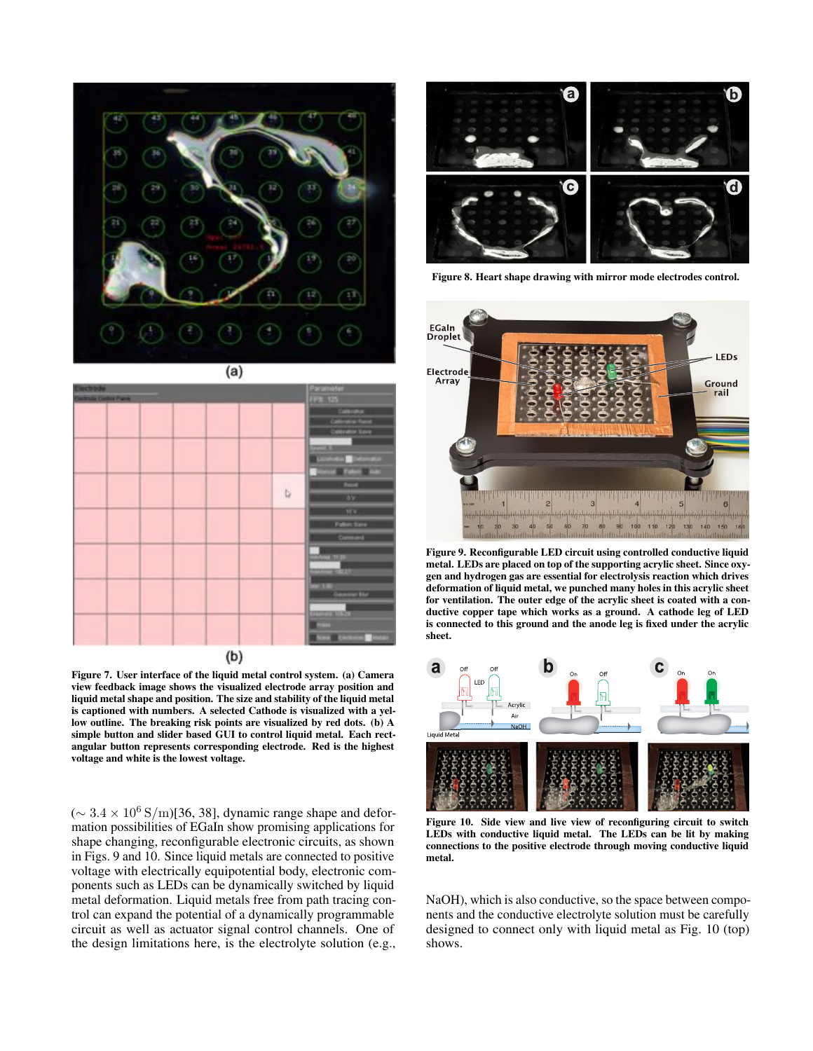Figure 7. User interface of the liquid metal control system. (a) Camera view feedback image shows the visualized electrode array position and liquid metal shape and position. The size and stability of the liquid metal is captioned with numbers. A selected Cathode is visualized with a yellow outline. The breaking risk points are visualized by red dots. (b) A simple button and slider based GUI to control liquid metal. Each rectangular button represents corresponding electrode. Red is the highest voltage and white is the lowest voltage.

($\sim 3.4 \times 10^6$ S/m)[36, 38], dynamic range shape and deformation possibilities of EGaIn show promising applications for shape changing, reconfigurable electronic circuits, as shown in Figs. 9 and 10. Since liquid metals are connected to positive voltage with electrically equipotential body, electronic components such as LEDs can be dynamically switched by liquid metal deformation. Liquid metals free from path tracing control can expand the potential of a dynamically programmable circuit as well as actuator signal control channels. One of the design limitations here, is the electrolyte solution (e.g., NaOH), which is also conductive, so the space between components and the conductive electrolyte solution must be carefully designed to connect only with liquid metal as Fig. 10 (top) shows.

Figure 8. Heart shape drawing with mirror mode electrodes control.

Figure 9. Reconfigurable LED circuit using controlled conductive liquid metal. LEDs are placed on top of the supporting acrylic sheet. Since oxygen and hydrogen gas are essential for electrolysis reaction which drives deformation of liquid metal, we punched many holes in this acrylic sheet for ventilation. The outer edge of the acrylic sheet is coated with a conductive copper tape which works as a ground. A cathode leg of LED is connected to this ground and the anode leg is fixed under the acrylic sheet.

Figure 10. Side view and live view of reconfiguring circuit to switch LEDs with conductive liquid metal. The LEDs can be lit by making connections to the positive electrode through moving conductive liquid metal.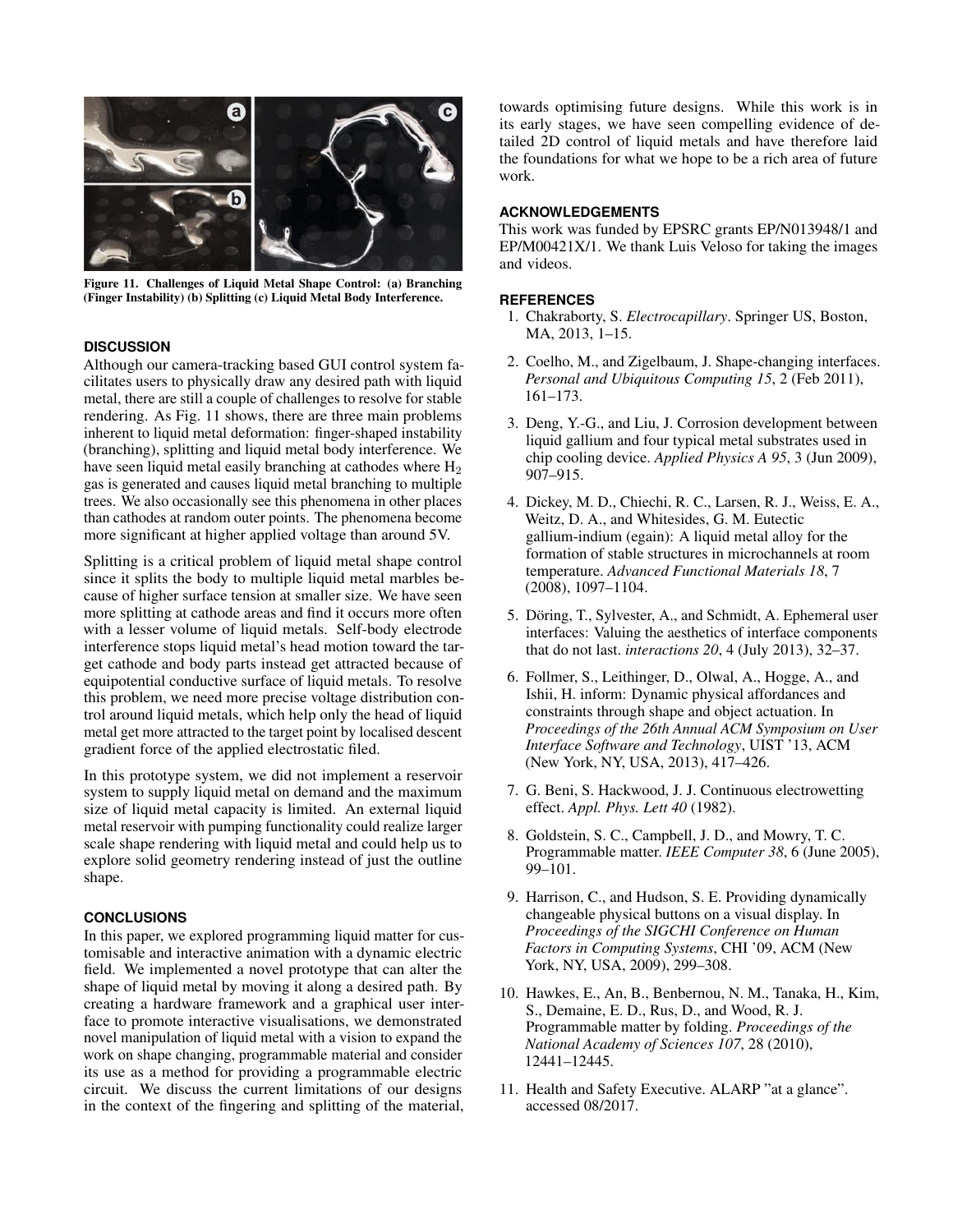Figure 11. Challenges of Liquid Metal Shape Control: (a) Branching (Finger Instability) (b) Splitting (c) Liquid Metal Body Interference.

## DISCUSSION

Although our camera-tracking based GUI control system facilitates users to physically draw any desired path with liquid metal, there are still a couple of challenges to resolve for stable rendering. As Fig. 11 shows, there are three main problems inherent to liquid metal deformation: finger-shaped instability (branching), splitting and liquid metal body interference. We have seen liquid metal easily branching at cathodes where $H_2$ gas is generated and causes liquid metal branching to multiple trees. We also occasionally see this phenomena in other places than cathodes at random outer points. The phenomena become more significant at higher applied voltage than around 5V.

Splitting is a critical problem of liquid metal shape control since it splits the body to multiple liquid metal marbles because of higher surface tension at smaller size. We have seen more splitting at cathode areas and find it occurs more often with a lesser volume of liquid metals. Self-body electrode interference stops liquid metal's head motion toward the target cathode and body parts instead get attracted because of equipotential conductive surface of liquid metals. To resolve this problem, we need more precise voltage distribution control around liquid metals, which help only the head of liquid metal get more attracted to the target point by localised descent gradient force of the applied electrostatic filed.

In this prototype system, we did not implement a reservoir system to supply liquid metal on demand and the maximum size of liquid metal capacity is limited. An external liquid metal reservoir with pumping functionality could realize larger scale shape rendering with liquid metal and could help us to explore solid geometry rendering instead of just the outline shape.

## CONCLUSIONS

In this paper, we explored programming liquid matter for customisable and interactive animation with a dynamic electric field. We implemented a novel prototype that can alter the shape of liquid metal by moving it along a desired path. By creating a hardware framework and a graphical user interface to promote interactive visualisations, we demonstrated novel manipulation of liquid metal with a vision to expand the work on shape changing, programmable material and consider its use as a method for providing a programmable electric circuit. We discuss the current limitations of our designs in the context of the fingering and splitting of the material, towards optimising future designs. While this work is in its early stages, we have seen compelling evidence of detailed 2D control of liquid metals and have therefore laid the foundations for what we hope to be a rich area of future work.

## ACKNOWLEDGEMENTS

This work was funded by EPSRC grants EP/N013948/1 and EP/M00421X/1. We thank Luis Veloso for taking the images and videos.

## REFERENCES

1. Chakraborty, S. *Electrocapillary*. Springer US, Boston, MA, 2013, 1–15.
2. Coelho, M., and Zigelbaum, J. Shape-changing interfaces. *Personal and Ubiquitous Computing 15*, 2 (Feb 2011), 161–173.
3. Deng, Y.-G., and Liu, J. Corrosion development between liquid gallium and four typical metal substrates used in chip cooling device. *Applied Physics A 95*, 3 (Jun 2009), 907–915.
4. Dickey, M. D., Chiechi, R. C., Larsen, R. J., Weiss, E. A., Weitz, D. A., and Whitesides, G. M. Eutectic gallium-indium (egain): A liquid metal alloy for the formation of stable structures in microchannels at room temperature. *Advanced Functional Materials 18*, 7 (2008), 1097–1104.
5. Döring, T., Sylvester, A., and Schmidt, A. Ephemeral user interfaces: Valuing the aesthetics of interface components that do not last. *interactions 20*, 4 (July 2013), 32–37.
6. Follmer, S., Leithinger, D., Olwal, A., Hogge, A., and Ishii, H. inform: Dynamic physical affordances and constraints through shape and object actuation. In *Proceedings of the 26th Annual ACM Symposium on User Interface Software and Technology*, UIST '13, ACM (New York, NY, USA, 2013), 417–426.
7. G. Beni, S. Hackwood, J. J. Continuous electrowetting effect. *Appl. Phys. Lett 40* (1982).
8. Goldstein, S. C., Campbell, J. D., and Mowry, T. C. Programmable matter. *IEEE Computer 38*, 6 (June 2005), 99–101.
9. Harrison, C., and Hudson, S. E. Providing dynamically changeable physical buttons on a visual display. In *Proceedings of the SIGCHI Conference on Human Factors in Computing Systems*, CHI '09, ACM (New York, NY, USA, 2009), 299–308.
10. Hawkes, E., An, B., Benbernou, N. M., Tanaka, H., Kim, S., Demaine, E. D., Rus, D., and Wood, R. J. Programmable matter by folding. *Proceedings of the National Academy of Sciences 107*, 28 (2010), 12441–12445.
11. Health and Safety Executive. ALARP "at a glance". accessed 08/2017.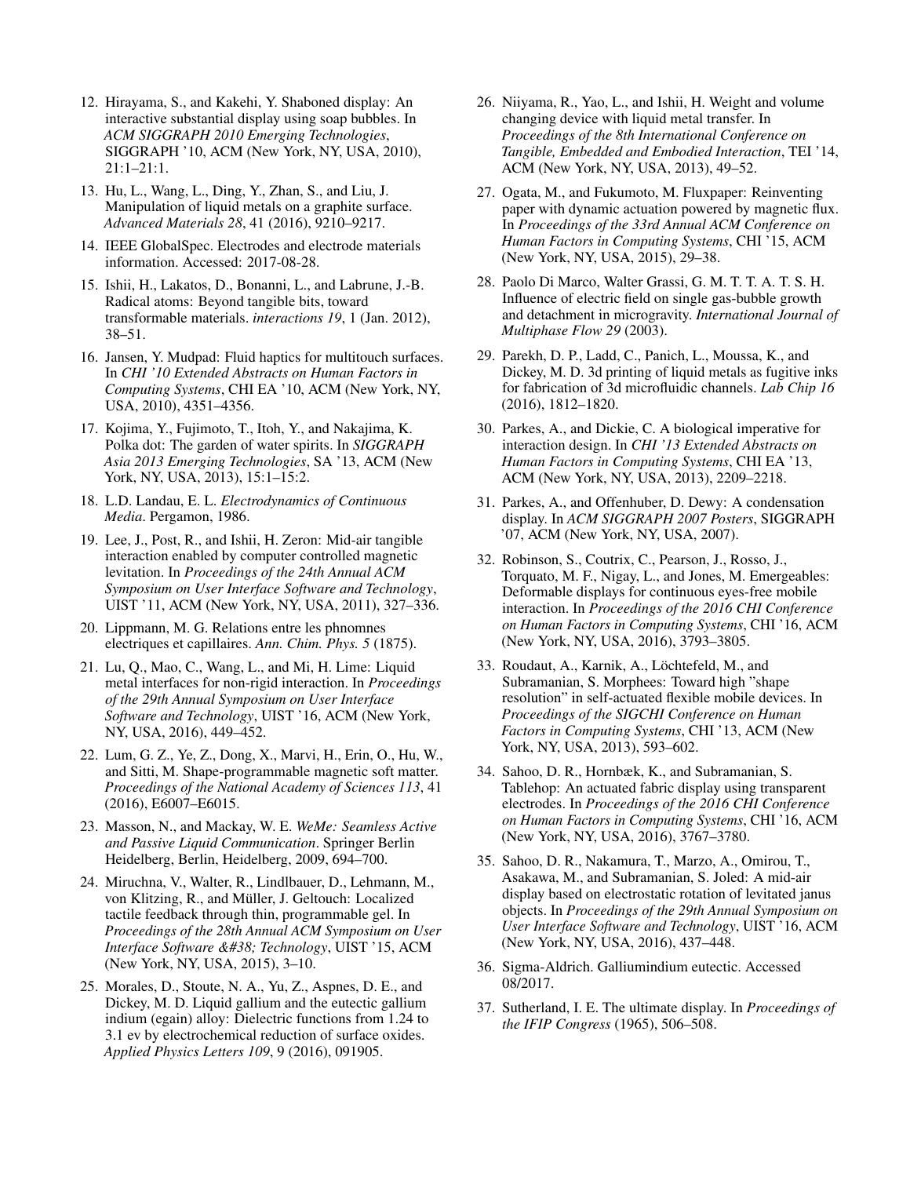12. Hirayama, S., and Kakehi, Y. Shaboned display: An interactive substantial display using soap bubbles. In *ACM SIGGRAPH 2010 Emerging Technologies*, SIGGRAPH '10, ACM (New York, NY, USA, 2010), 21:1–21:1.

13. Hu, L., Wang, L., Ding, Y., Zhan, S., and Liu, J. Manipulation of liquid metals on a graphite surface. *Advanced Materials 28*, 41 (2016), 9210–9217.

14. IEEE GlobalSpec. Electrodes and electrode materials information. Accessed: 2017-08-28.

15. Ishii, H., Lakatos, D., Bonanni, L., and Labrune, J.-B. Radical atoms: Beyond tangible bits, toward transformable materials. *interactions 19*, 1 (Jan. 2012), 38–51.

16. Jansen, Y. Mudpad: Fluid haptics for multitouch surfaces. In *CHI '10 Extended Abstracts on Human Factors in Computing Systems*, CHI EA '10, ACM (New York, NY, USA, 2010), 4351–4356.

17. Kojima, Y., Fujimoto, T., Itoh, Y., and Nakajima, K. Polka dot: The garden of water spirits. In *SIGGRAPH Asia 2013 Emerging Technologies*, SA '13, ACM (New York, NY, USA, 2013), 15:1–15:2.

18. L.D. Landau, E. L. *Electrodynamics of Continuous Media*. Pergamon, 1986.

19. Lee, J., Post, R., and Ishii, H. Zeron: Mid-air tangible interaction enabled by computer controlled magnetic levitation. In *Proceedings of the 24th Annual ACM Symposium on User Interface Software and Technology*, UIST '11, ACM (New York, NY, USA, 2011), 327–336.

20. Lippmann, M. G. Relations entre les phnomnes electriques et capillaires. *Ann. Chim. Phys. 5* (1875).

21. Lu, Q., Mao, C., Wang, L., and Mi, H. Lime: Liquid metal interfaces for non-rigid interaction. In *Proceedings of the 29th Annual Symposium on User Interface Software and Technology*, UIST '16, ACM (New York, NY, USA, 2016), 449–452.

22. Lum, G. Z., Ye, Z., Dong, X., Marvi, H., Erin, O., Hu, W., and Sitti, M. Shape-programmable magnetic soft matter. *Proceedings of the National Academy of Sciences 113*, 41 (2016), E6007–E6015.

23. Masson, N., and Mackay, W. E. *WeMe: Seamless Active and Passive Liquid Communication*. Springer Berlin Heidelberg, Berlin, Heidelberg, 2009, 694–700.

24. Miruchna, V., Walter, R., Lindlbauer, D., Lehmann, M., von Klitzing, R., and Müller, J. Geltouch: Localized tactile feedback through thin, programmable gel. In *Proceedings of the 28th Annual ACM Symposium on User Interface Software &#38; Technology*, UIST '15, ACM (New York, NY, USA, 2015), 3–10.

25. Morales, D., Stoute, N. A., Yu, Z., Aspnes, D. E., and Dickey, M. D. Liquid gallium and the eutectic gallium indium (egain) alloy: Dielectric functions from 1.24 to 3.1 ev by electrochemical reduction of surface oxides. *Applied Physics Letters 109*, 9 (2016), 091905.

26. Niiyama, R., Yao, L., and Ishii, H. Weight and volume changing device with liquid metal transfer. In *Proceedings of the 8th International Conference on Tangible, Embedded and Embodied Interaction*, TEI '14, ACM (New York, NY, USA, 2013), 49–52.

27. Ogata, M., and Fukumoto, M. Fluxpaper: Reinventing paper with dynamic actuation powered by magnetic flux. In *Proceedings of the 33rd Annual ACM Conference on Human Factors in Computing Systems*, CHI '15, ACM (New York, NY, USA, 2015), 29–38.

28. Paolo Di Marco, Walter Grassi, G. M. T. T. A. T. S. H. Influence of electric field on single gas-bubble growth and detachment in microgravity. *International Journal of Multiphase Flow 29* (2003).

29. Parekh, D. P., Ladd, C., Panich, L., Moussa, K., and Dickey, M. D. 3d printing of liquid metals as fugitive inks for fabrication of 3d microfluidic channels. *Lab Chip 16* (2016), 1812–1820.

30. Parkes, A., and Dickie, C. A biological imperative for interaction design. In *CHI '13 Extended Abstracts on Human Factors in Computing Systems*, CHI EA '13, ACM (New York, NY, USA, 2013), 2209–2218.

31. Parkes, A., and Offenhuber, D. Dewy: A condensation display. In *ACM SIGGRAPH 2007 Posters*, SIGGRAPH '07, ACM (New York, NY, USA, 2007).

32. Robinson, S., Coutrix, C., Pearson, J., Rosso, J., Torquato, M. F., Nigay, L., and Jones, M. Emergeables: Deformable displays for continuous eyes-free mobile interaction. In *Proceedings of the 2016 CHI Conference on Human Factors in Computing Systems*, CHI '16, ACM (New York, NY, USA, 2016), 3793–3805.

33. Roudaut, A., Karnik, A., Löchtefeld, M., and Subramanian, S. Morphees: Toward high "shape resolution" in self-actuated flexible mobile devices. In *Proceedings of the SIGCHI Conference on Human Factors in Computing Systems*, CHI '13, ACM (New York, NY, USA, 2013), 593–602.

34. Sahoo, D. R., Hornbæk, K., and Subramanian, S. Tablehop: An actuated fabric display using transparent electrodes. In *Proceedings of the 2016 CHI Conference on Human Factors in Computing Systems*, CHI '16, ACM (New York, NY, USA, 2016), 3767–3780.

35. Sahoo, D. R., Nakamura, T., Marzo, A., Omirou, T., Asakawa, M., and Subramanian, S. Joled: A mid-air display based on electrostatic rotation of levitated janus objects. In *Proceedings of the 29th Annual Symposium on User Interface Software and Technology*, UIST '16, ACM (New York, NY, USA, 2016), 437–448.

36. Sigma-Aldrich. Galliumindium eutectic. Accessed 08/2017.

37. Sutherland, I. E. The ultimate display. In *Proceedings of the IFIP Congress* (1965), 506–508.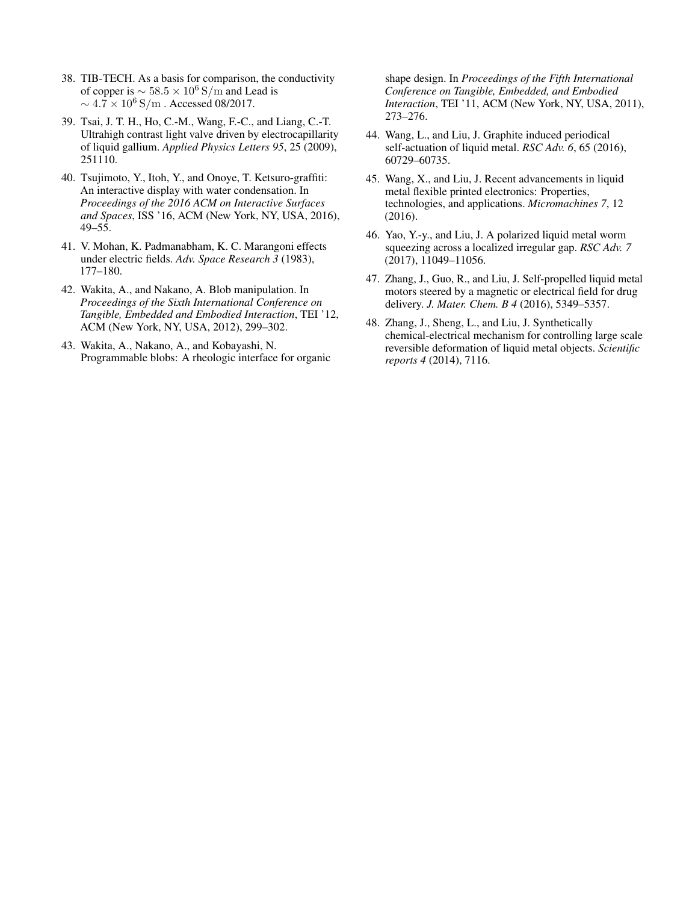38. TIB-TECH. As a basis for comparison, the conductivity of copper is $\sim 58.5 \times 10^6\,\mathrm{S/m}$ and Lead is $\sim 4.7 \times 10^6\,\mathrm{S/m}$ . Accessed 08/2017.

39. Tsai, J. T. H., Ho, C.-M., Wang, F.-C., and Liang, C.-T. Ultrahigh contrast light valve driven by electrocapillarity of liquid gallium. *Applied Physics Letters 95*, 25 (2009), 251110.

40. Tsujimoto, Y., Itoh, Y., and Onoye, T. Ketsuro-graffiti: An interactive display with water condensation. In *Proceedings of the 2016 ACM on Interactive Surfaces and Spaces*, ISS '16, ACM (New York, NY, USA, 2016), 49–55.

41. V. Mohan, K. Padmanabham, K. C. Marangoni effects under electric fields. *Adv. Space Research 3* (1983), 177–180.

42. Wakita, A., and Nakano, A. Blob manipulation. In *Proceedings of the Sixth International Conference on Tangible, Embedded and Embodied Interaction*, TEI '12, ACM (New York, NY, USA, 2012), 299–302.

43. Wakita, A., Nakano, A., and Kobayashi, N. Programmable blobs: A rheologic interface for organic shape design. In *Proceedings of the Fifth International Conference on Tangible, Embedded, and Embodied Interaction*, TEI '11, ACM (New York, NY, USA, 2011), 273–276.

44. Wang, L., and Liu, J. Graphite induced periodical self-actuation of liquid metal. *RSC Adv. 6*, 65 (2016), 60729–60735.

45. Wang, X., and Liu, J. Recent advancements in liquid metal flexible printed electronics: Properties, technologies, and applications. *Micromachines 7*, 12 (2016).

46. Yao, Y.-y., and Liu, J. A polarized liquid metal worm squeezing across a localized irregular gap. *RSC Adv. 7* (2017), 11049–11056.

47. Zhang, J., Guo, R., and Liu, J. Self-propelled liquid metal motors steered by a magnetic or electrical field for drug delivery. *J. Mater. Chem. B 4* (2016), 5349–5357.

48. Zhang, J., Sheng, L., and Liu, J. Synthetically chemical-electrical mechanism for controlling large scale reversible deformation of liquid metal objects. *Scientific reports 4* (2014), 7116.